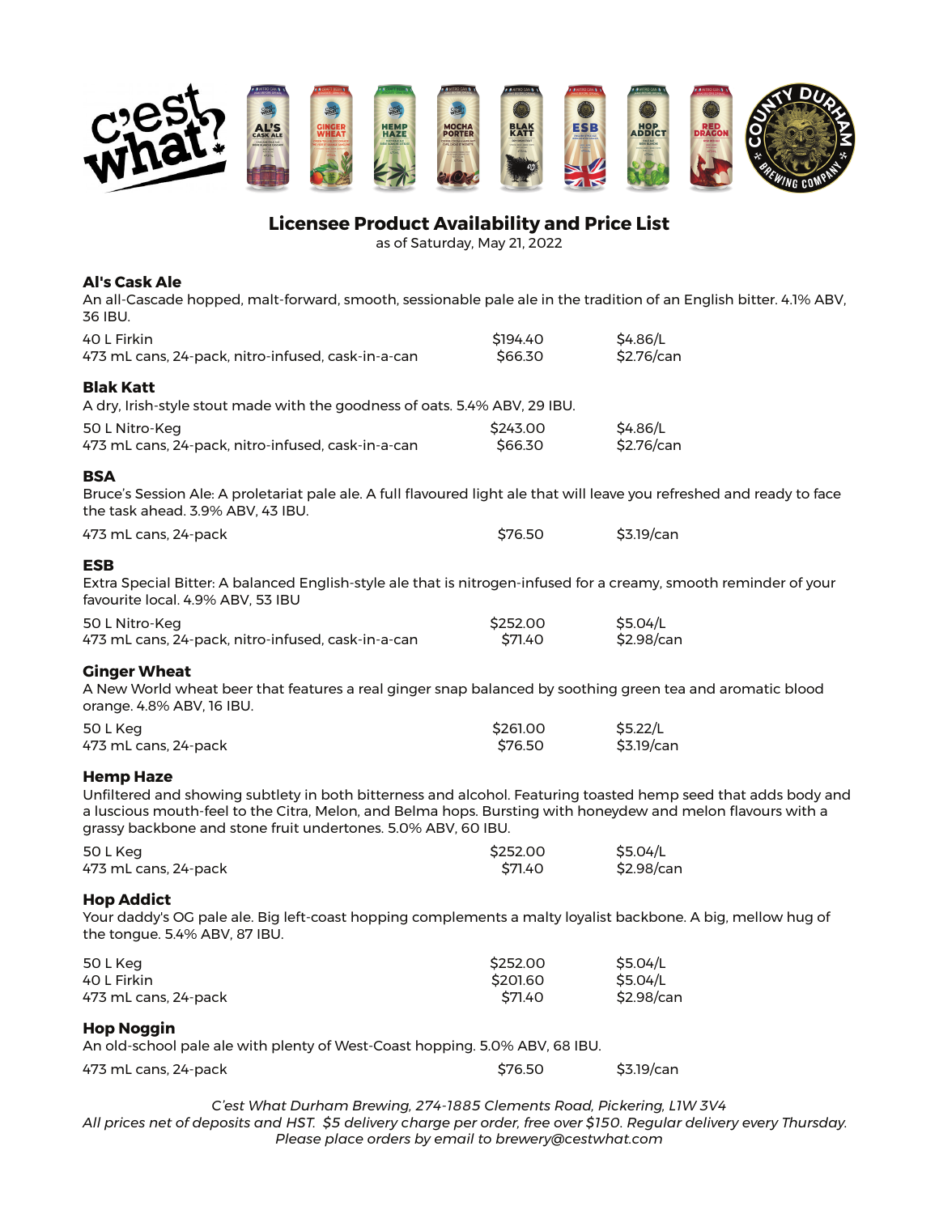# Licensee Product Availability and Price List

as of Saturday, May 21, 2022

## Al's Cask Ale

An all-Cascade hopped, malt-forward, smooth, sessionable pale ale in the tradition of an English bitter. 4.1% ABV, 36 IBU.

| | | |
|---|---|---|
| 40 L Firkin | $194.40 | $4.86/L |
| 473 mL cans, 24-pack, nitro-infused, cask-in-a-can | $66.30 | $2.76/can |

## Blak Katt

A dry, Irish-style stout made with the goodness of oats. 5.4% ABV, 29 IBU.

| | | |
|---|---|---|
| 50 L Nitro-Keg | $243.00 | $4.86/L |
| 473 mL cans, 24-pack, nitro-infused, cask-in-a-can | $66.30 | $2.76/can |

## BSA

Bruce's Session Ale: A proletariat pale ale. A full flavoured light ale that will leave you refreshed and ready to face the task ahead. 3.9% ABV, 43 IBU.

| | | |
|---|---|---|
| 473 mL cans, 24-pack | $76.50 | $3.19/can |

## ESB

Extra Special Bitter: A balanced English-style ale that is nitrogen-infused for a creamy, smooth reminder of your favourite local. 4.9% ABV, 53 IBU

| | | |
|---|---|---|
| 50 L Nitro-Keg | $252.00 | $5.04/L |
| 473 mL cans, 24-pack, nitro-infused, cask-in-a-can | $71.40 | $2.98/can |

## Ginger Wheat

A New World wheat beer that features a real ginger snap balanced by soothing green tea and aromatic blood orange. 4.8% ABV, 16 IBU.

| | | |
|---|---|---|
| 50 L Keg | $261.00 | $5.22/L |
| 473 mL cans, 24-pack | $76.50 | $3.19/can |

## Hemp Haze

Unfiltered and showing subtlety in both bitterness and alcohol. Featuring toasted hemp seed that adds body and a luscious mouth-feel to the Citra, Melon, and Belma hops. Bursting with honeydew and melon flavours with a grassy backbone and stone fruit undertones. 5.0% ABV, 60 IBU.

| | | |
|---|---|---|
| 50 L Keg | $252.00 | $5.04/L |
| 473 mL cans, 24-pack | $71.40 | $2.98/can |

## Hop Addict

Your daddy's OG pale ale. Big left-coast hopping complements a malty loyalist backbone. A big, mellow hug of the tongue. 5.4% ABV, 87 IBU.

| | | |
|---|---|---|
| 50 L Keg | $252.00 | $5.04/L |
| 40 L Firkin | $201.60 | $5.04/L |
| 473 mL cans, 24-pack | $71.40 | $2.98/can |

## Hop Noggin

An old-school pale ale with plenty of West-Coast hopping. 5.0% ABV, 68 IBU.

| | | |
|---|---|---|
| 473 mL cans, 24-pack | $76.50 | $3.19/can |

*C'est What Durham Brewing, 274-1885 Clements Road, Pickering, L1W 3V4*
*All prices net of deposits and HST. $5 delivery charge per order, free over $150. Regular delivery every Thursday.*
*Please place orders by email to brewery@cestwhat.com*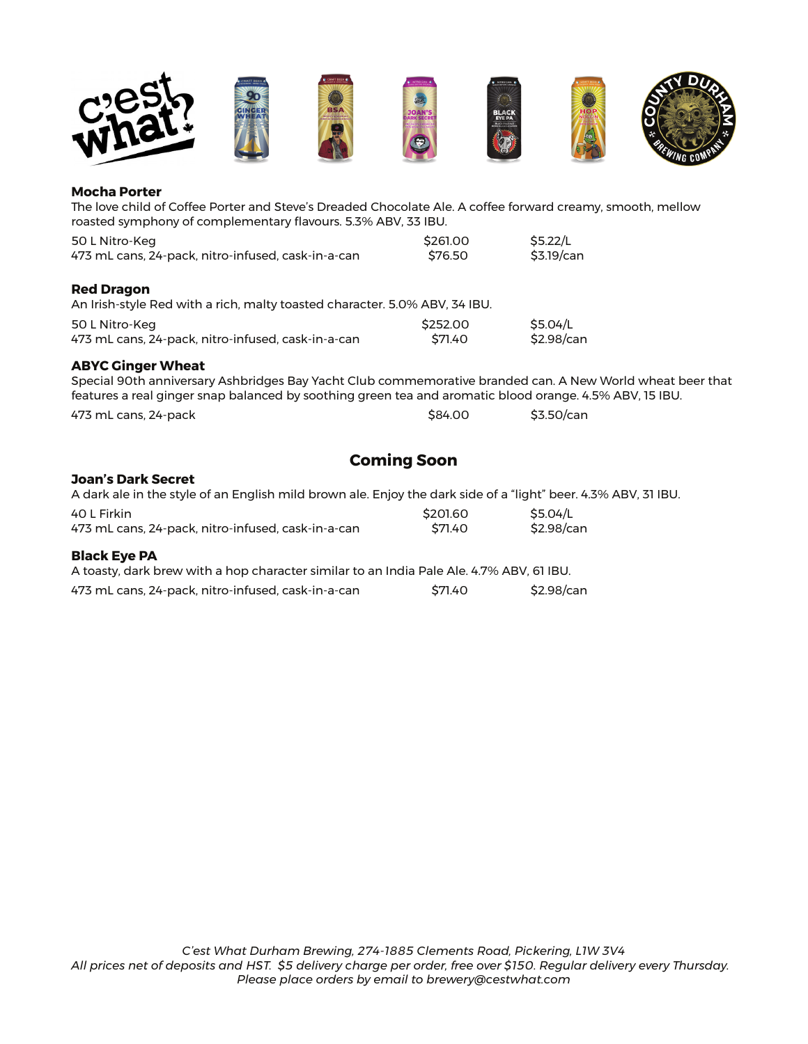### Mocha Porter

The love child of Coffee Porter and Steve's Dreaded Chocolate Ale. A coffee forward creamy, smooth, mellow roasted symphony of complementary flavours. 5.3% ABV, 33 IBU.

| | | |
|---|---|---|
| 50 L Nitro-Keg | $261.00 | $5.22/L |
| 473 mL cans, 24-pack, nitro-infused, cask-in-a-can | $76.50 | $3.19/can |

### Red Dragon

An Irish-style Red with a rich, malty toasted character. 5.0% ABV, 34 IBU.

| | | |
|---|---|---|
| 50 L Nitro-Keg | $252.00 | $5.04/L |
| 473 mL cans, 24-pack, nitro-infused, cask-in-a-can | $71.40 | $2.98/can |

### ABYC Ginger Wheat

Special 90th anniversary Ashbridges Bay Yacht Club commemorative branded can. A New World wheat beer that features a real ginger snap balanced by soothing green tea and aromatic blood orange. 4.5% ABV, 15 IBU.

| | | |
|---|---|---|
| 473 mL cans, 24-pack | $84.00 | $3.50/can |

## Coming Soon

### Joan's Dark Secret

A dark ale in the style of an English mild brown ale. Enjoy the dark side of a "light" beer. 4.3% ABV, 31 IBU.

| | | |
|---|---|---|
| 40 L Firkin | $201.60 | $5.04/L |
| 473 mL cans, 24-pack, nitro-infused, cask-in-a-can | $71.40 | $2.98/can |

### Black Eye PA

A toasty, dark brew with a hop character similar to an India Pale Ale. 4.7% ABV, 61 IBU.

| | | |
|---|---|---|
| 473 mL cans, 24-pack, nitro-infused, cask-in-a-can | $71.40 | $2.98/can |

*C'est What Durham Brewing, 274-1885 Clements Road, Pickering, L1W 3V4*
*All prices net of deposits and HST. $5 delivery charge per order, free over $150. Regular delivery every Thursday.*
*Please place orders by email to brewery@cestwhat.com*